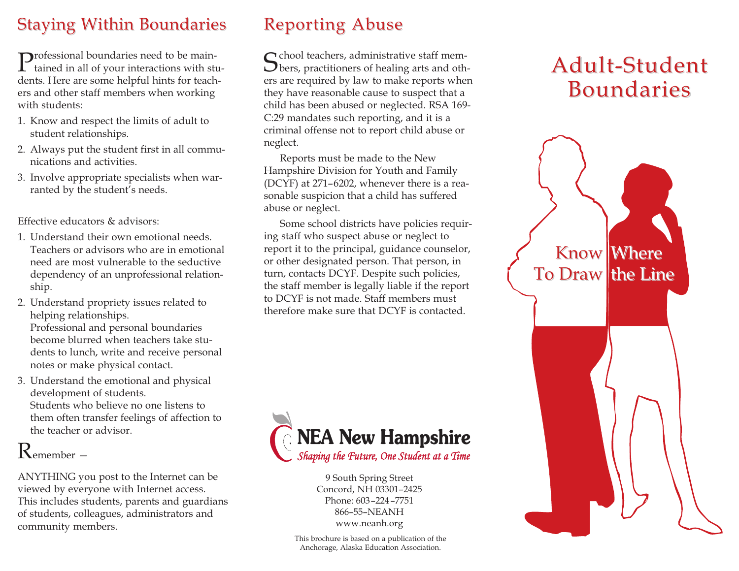## Staying Within Boundaries

Professional boundaries need to be maintained in all of your interactions with students. Here are some helpful hints for teachers and other staff members when working with students:

1. Know and respect the limits of adult to student relationships.
2. Always put the student first in all communications and activities.
3. Involve appropriate specialists when warranted by the student's needs.

Effective educators & advisors:

1. Understand their own emotional needs. Teachers or advisors who are in emotional need are most vulnerable to the seductive dependency of an unprofessional relationship.
2. Understand propriety issues related to helping relationships.
   Professional and personal boundaries become blurred when teachers take students to lunch, write and receive personal notes or make physical contact.
3. Understand the emotional and physical development of students.
   Students who believe no one listens to them often transfer feelings of affection to the teacher or advisor.

Remember –

ANYTHING you post to the Internet can be viewed by everyone with Internet access. This includes students, parents and guardians of students, colleagues, administrators and community members.

## Reporting Abuse

School teachers, administrative staff members, practitioners of healing arts and others are required by law to make reports when they have reasonable cause to suspect that a child has been abused or neglected. RSA 169-C:29 mandates such reporting, and it is a criminal offense not to report child abuse or neglect.

Reports must be made to the New Hampshire Division for Youth and Family (DCYF) at 271–6202, whenever there is a reasonable suspicion that a child has suffered abuse or neglect.

Some school districts have policies requiring staff who suspect abuse or neglect to report it to the principal, guidance counselor, or other designated person. That person, in turn, contacts DCYF. Despite such policies, the staff member is legally liable if the report to DCYF is not made. Staff members must therefore make sure that DCYF is contacted.

**NEA New Hampshire**
*Shaping the Future, One Student at a Time*

9 South Spring Street
Concord, NH 03301–2425
Phone: 603–224–7751
866–55–NEANH
www.neanh.org

This brochure is based on a publication of the Anchorage, Alaska Education Association.

# Adult-Student Boundaries

Know Where To Draw the Line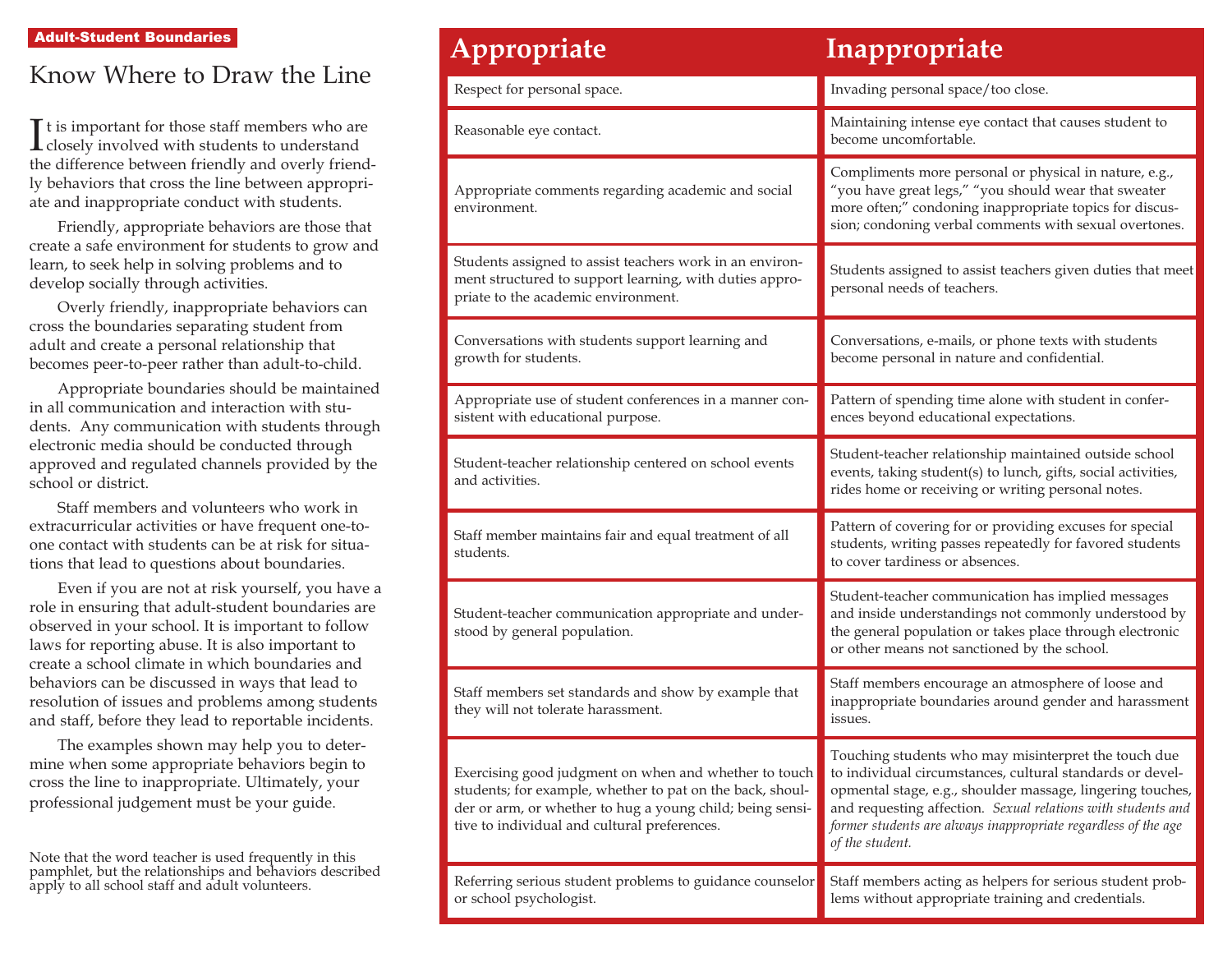**Adult-Student Boundaries**

# Know Where to Draw the Line

It is important for those staff members who are closely involved with students to understand the difference between friendly and overly friendly behaviors that cross the line between appropriate and inappropriate conduct with students.

Friendly, appropriate behaviors are those that create a safe environment for students to grow and learn, to seek help in solving problems and to develop socially through activities.

Overly friendly, inappropriate behaviors can cross the boundaries separating student from adult and create a personal relationship that becomes peer-to-peer rather than adult-to-child.

Appropriate boundaries should be maintained in all communication and interaction with students. Any communication with students through electronic media should be conducted through approved and regulated channels provided by the school or district.

Staff members and volunteers who work in extracurricular activities or have frequent one-to-one contact with students can be at risk for situations that lead to questions about boundaries.

Even if you are not at risk yourself, you have a role in ensuring that adult-student boundaries are observed in your school. It is important to follow laws for reporting abuse. It is also important to create a school climate in which boundaries and behaviors can be discussed in ways that lead to resolution of issues and problems among students and staff, before they lead to reportable incidents.

The examples shown may help you to determine when some appropriate behaviors begin to cross the line to inappropriate. Ultimately, your professional judgement must be your guide.

Note that the word teacher is used frequently in this pamphlet, but the relationships and behaviors described apply to all school staff and adult volunteers.

| Appropriate | Inappropriate |
|---|---|
| Respect for personal space. | Invading personal space/too close. |
| Reasonable eye contact. | Maintaining intense eye contact that causes student to become uncomfortable. |
| Appropriate comments regarding academic and social environment. | Compliments more personal or physical in nature, e.g., "you have great legs," "you should wear that sweater more often;" condoning inappropriate topics for discussion; condoning verbal comments with sexual overtones. |
| Students assigned to assist teachers work in an environment structured to support learning, with duties appropriate to the academic environment. | Students assigned to assist teachers given duties that meet personal needs of teachers. |
| Conversations with students support learning and growth for students. | Conversations, e-mails, or phone texts with students become personal in nature and confidential. |
| Appropriate use of student conferences in a manner consistent with educational purpose. | Pattern of spending time alone with student in conferences beyond educational expectations. |
| Student-teacher relationship centered on school events and activities. | Student-teacher relationship maintained outside school events, taking student(s) to lunch, gifts, social activities, rides home or receiving or writing personal notes. |
| Staff member maintains fair and equal treatment of all students. | Pattern of covering for or providing excuses for special students, writing passes repeatedly for favored students to cover tardiness or absences. |
| Student-teacher communication appropriate and understood by general population. | Student-teacher communication has implied messages and inside understandings not commonly understood by the general population or takes place through electronic or other means not sanctioned by the school. |
| Staff members set standards and show by example that they will not tolerate harassment. | Staff members encourage an atmosphere of loose and inappropriate boundaries around gender and harassment issues. |
| Exercising good judgment on when and whether to touch students; for example, whether to pat on the back, shoulder or arm, or whether to hug a young child; being sensitive to individual and cultural preferences. | Touching students who may misinterpret the touch due to individual circumstances, cultural standards or developmental stage, e.g., shoulder massage, lingering touches, and requesting affection. *Sexual relations with students and former students are always inappropriate regardless of the age of the student.* |
| Referring serious student problems to guidance counselor or school psychologist. | Staff members acting as helpers for serious student problems without appropriate training and credentials. |